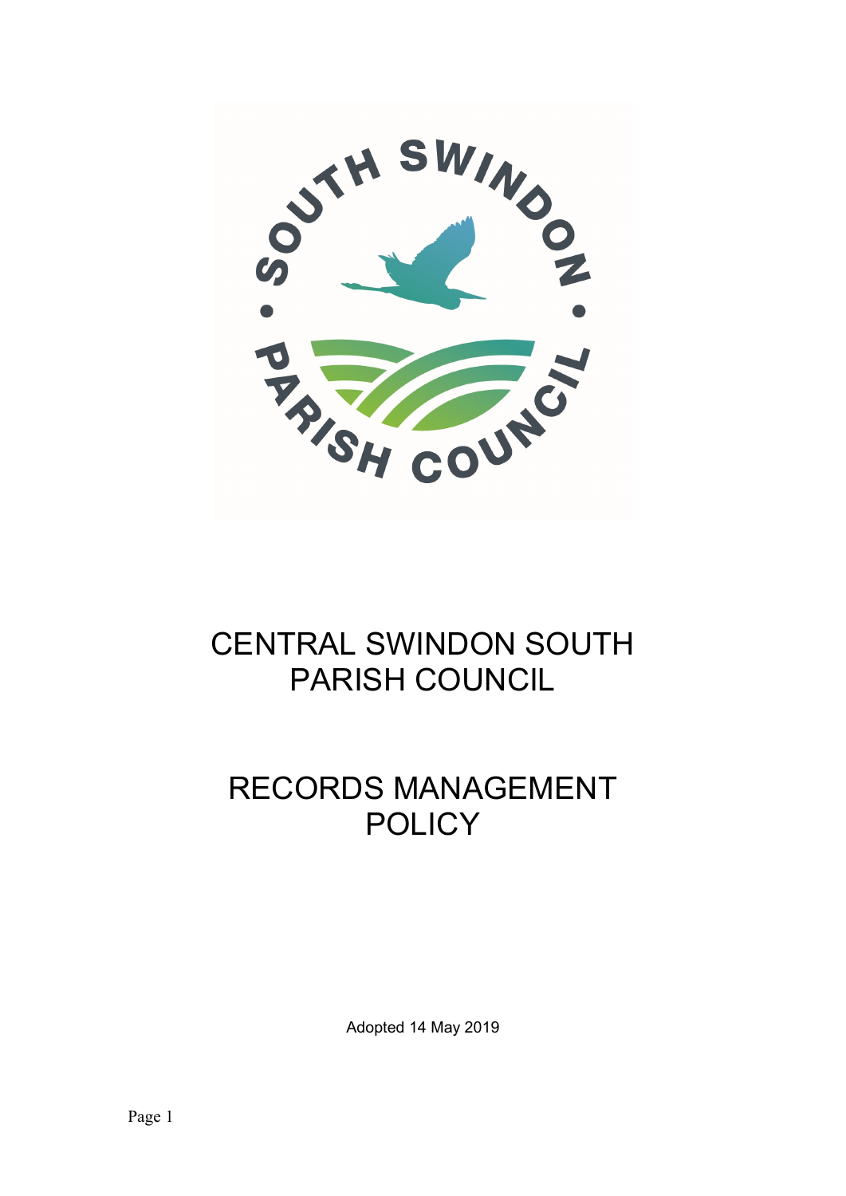# CENTRAL SWINDON SOUTH PARISH COUNCIL

# RECORDS MANAGEMENT POLICY

Adopted 14 May 2019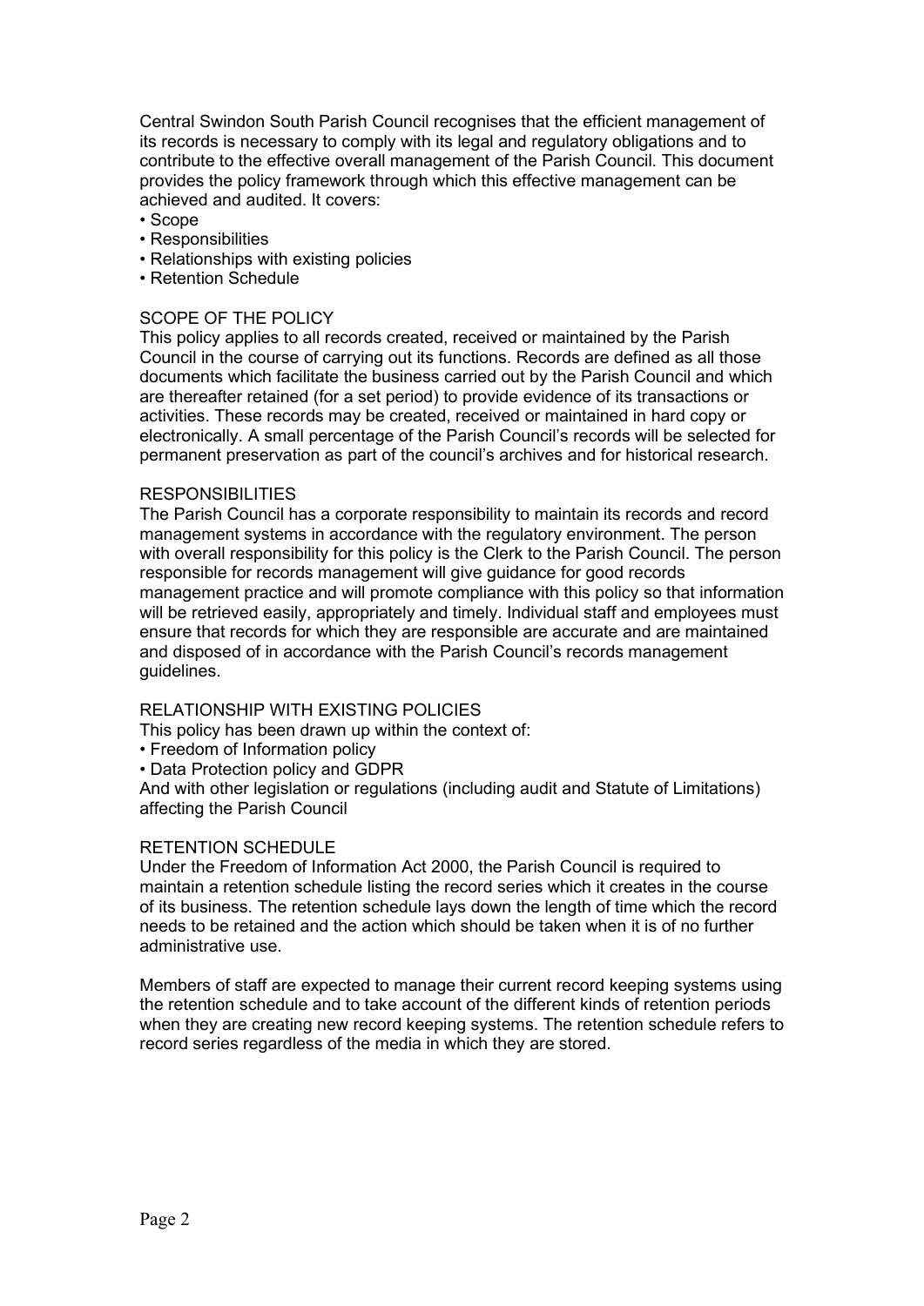Central Swindon South Parish Council recognises that the efficient management of its records is necessary to comply with its legal and regulatory obligations and to contribute to the effective overall management of the Parish Council. This document provides the policy framework through which this effective management can be achieved and audited. It covers:

- Scope
- Responsibilities
- Relationships with existing policies
- Retention Schedule

## SCOPE OF THE POLICY

This policy applies to all records created, received or maintained by the Parish Council in the course of carrying out its functions. Records are defined as all those documents which facilitate the business carried out by the Parish Council and which are thereafter retained (for a set period) to provide evidence of its transactions or activities. These records may be created, received or maintained in hard copy or electronically. A small percentage of the Parish Council's records will be selected for permanent preservation as part of the council's archives and for historical research.

## RESPONSIBILITIES

The Parish Council has a corporate responsibility to maintain its records and record management systems in accordance with the regulatory environment. The person with overall responsibility for this policy is the Clerk to the Parish Council. The person responsible for records management will give guidance for good records management practice and will promote compliance with this policy so that information will be retrieved easily, appropriately and timely. Individual staff and employees must ensure that records for which they are responsible are accurate and are maintained and disposed of in accordance with the Parish Council's records management guidelines.

## RELATIONSHIP WITH EXISTING POLICIES

This policy has been drawn up within the context of:

- Freedom of Information policy
- Data Protection policy and GDPR

And with other legislation or regulations (including audit and Statute of Limitations) affecting the Parish Council

## RETENTION SCHEDULE

Under the Freedom of Information Act 2000, the Parish Council is required to maintain a retention schedule listing the record series which it creates in the course of its business. The retention schedule lays down the length of time which the record needs to be retained and the action which should be taken when it is of no further administrative use.

Members of staff are expected to manage their current record keeping systems using the retention schedule and to take account of the different kinds of retention periods when they are creating new record keeping systems. The retention schedule refers to record series regardless of the media in which they are stored.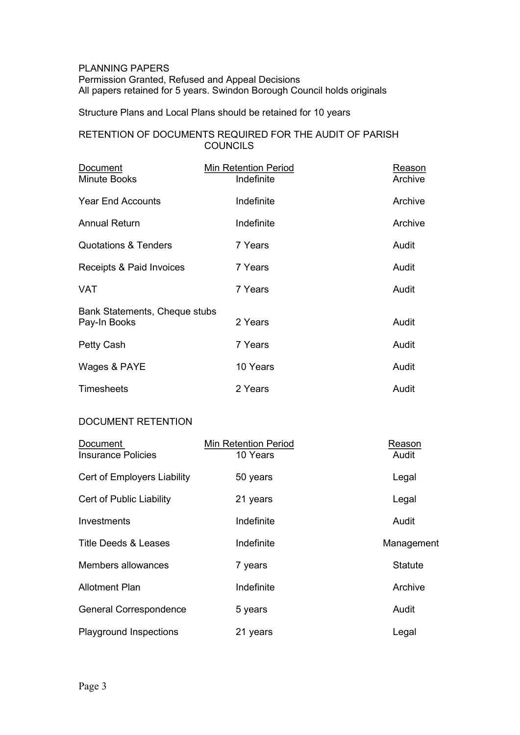PLANNING PAPERS
Permission Granted, Refused and Appeal Decisions
All papers retained for 5 years. Swindon Borough Council holds originals

Structure Plans and Local Plans should be retained for 10 years

## RETENTION OF DOCUMENTS REQUIRED FOR THE AUDIT OF PARISH COUNCILS

| Document | Min Retention Period | Reason |
|---|---|---|
| Minute Books | Indefinite | Archive |
| Year End Accounts | Indefinite | Archive |
| Annual Return | Indefinite | Archive |
| Quotations & Tenders | 7 Years | Audit |
| Receipts & Paid Invoices | 7 Years | Audit |
| VAT | 7 Years | Audit |
| Bank Statements, Cheque stubs Pay-In Books | 2 Years | Audit |
| Petty Cash | 7 Years | Audit |
| Wages & PAYE | 10 Years | Audit |
| Timesheets | 2 Years | Audit |

## DOCUMENT RETENTION

| Document | Min Retention Period | Reason |
|---|---|---|
| Insurance Policies | 10 Years | Audit |
| Cert of Employers Liability | 50 years | Legal |
| Cert of Public Liability | 21 years | Legal |
| Investments | Indefinite | Audit |
| Title Deeds & Leases | Indefinite | Management |
| Members allowances | 7 years | Statute |
| Allotment Plan | Indefinite | Archive |
| General Correspondence | 5 years | Audit |
| Playground Inspections | 21 years | Legal |